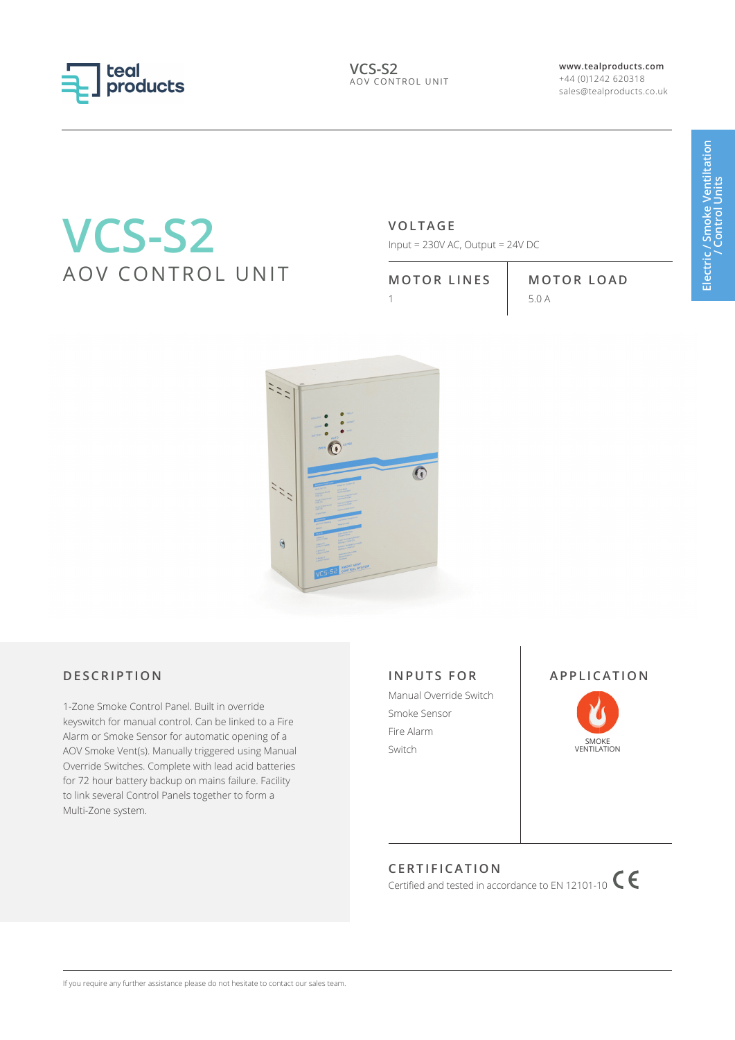# VCS-S2

## AOV CONTROL UNIT

### VOLTAGE

Input = 230V AC, Output = 24V DC

| MOTOR LINES | MOTOR LOAD |
|---|---|
| 1 | 5.0 A |

Electric / Smoke Ventiltation / Control Units

### DESCRIPTION

1-Zone Smoke Control Panel. Built in override keyswitch for manual control. Can be linked to a Fire Alarm or Smoke Sensor for automatic opening of a AOV Smoke Vent(s). Manually triggered using Manual Override Switches. Complete with lead acid batteries for 72 hour battery backup on mains failure. Facility to link several Control Panels together to form a Multi-Zone system.

### INPUTS FOR

- Manual Override Switch
- Smoke Sensor
- Fire Alarm
- Switch

### APPLICATION

SMOKE VENTILATION

### CERTIFICATION

Certified and tested in accordance to EN 12101-10 CE

If you require any further assistance please do not hesitate to contact our sales team.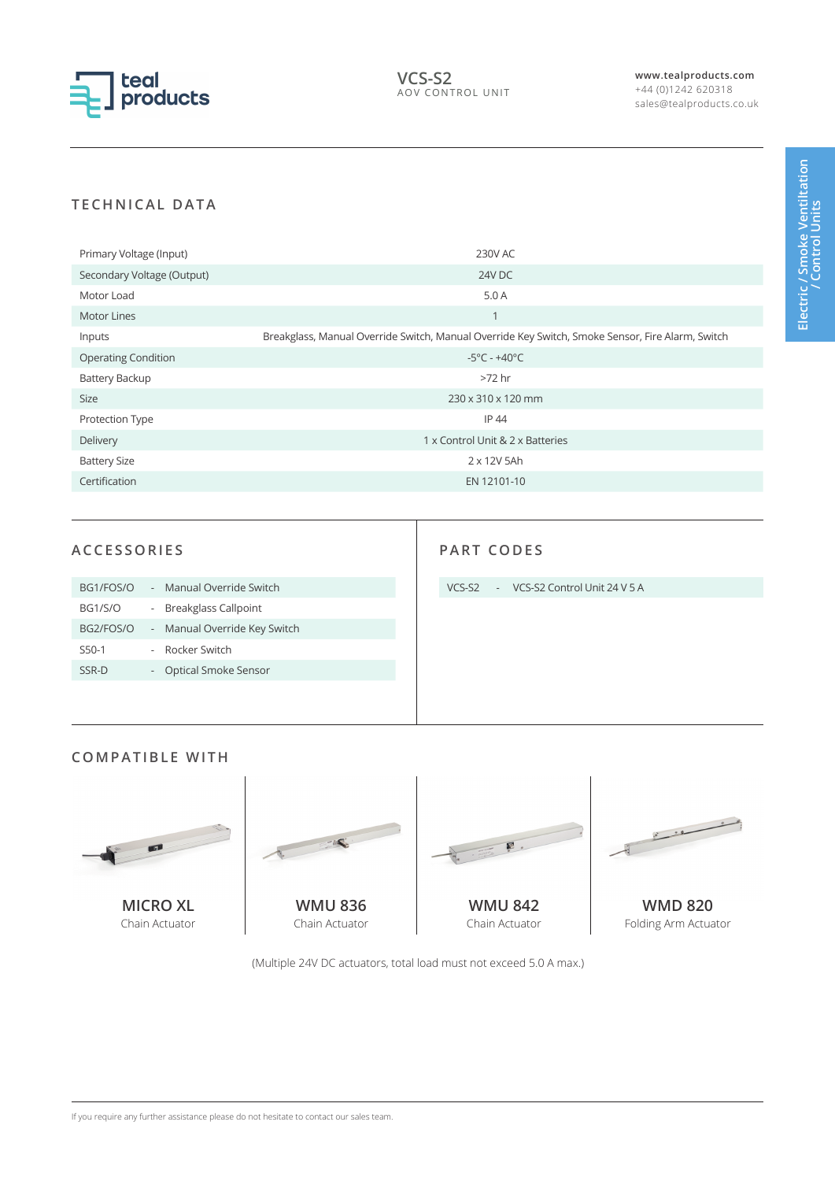# VCS-S2
AOV CONTROL UNIT

www.tealproducts.com
+44 (0)1242 620318
sales@tealproducts.co.uk

Electric / Smoke Ventiltation / Control Units

## TECHNICAL DATA

| | |
|---|---|
| Primary Voltage (Input) | 230V AC |
| Secondary Voltage (Output) | 24V DC |
| Motor Load | 5.0 A |
| Motor Lines | 1 |
| Inputs | Breakglass, Manual Override Switch, Manual Override Key Switch, Smoke Sensor, Fire Alarm, Switch |
| Operating Condition | -5°C - +40°C |
| Battery Backup | >72 hr |
| Size | 230 x 310 x 120 mm |
| Protection Type | IP 44 |
| Delivery | 1 x Control Unit & 2 x Batteries |
| Battery Size | 2 x 12V 5Ah |
| Certification | EN 12101-10 |

## ACCESSORIES

| | |
|---|---|
| BG1/FOS/O | Manual Override Switch |
| BG1/S/O | Breakglass Callpoint |
| BG2/FOS/O | Manual Override Key Switch |
| S50-1 | Rocker Switch |
| SSR-D | Optical Smoke Sensor |

## PART CODES

| | |
|---|---|
| VCS-S2 | VCS-S2 Control Unit 24 V 5 A |

## COMPATIBLE WITH

**MICRO XL**
Chain Actuator

**WMU 836**
Chain Actuator

**WMU 842**
Chain Actuator

**WMD 820**
Folding Arm Actuator

(Multiple 24V DC actuators, total load must not exceed 5.0 A max.)

If you require any further assistance please do not hesitate to contact our sales team.